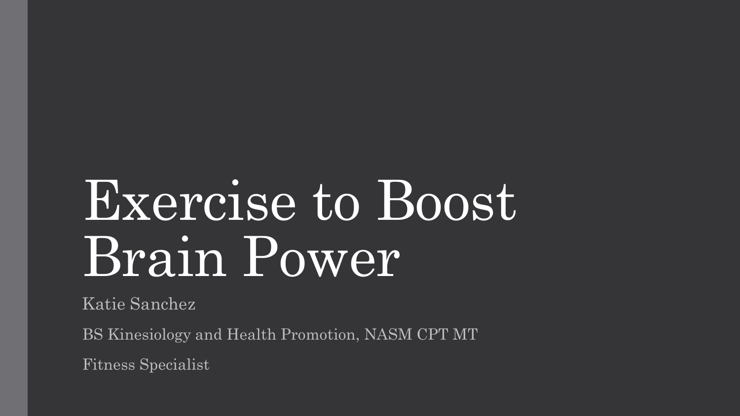# Exercise to Boost Brain Power

Katie Sanchez

BS Kinesiology and Health Promotion, NASM CPT MT

Fitness Specialist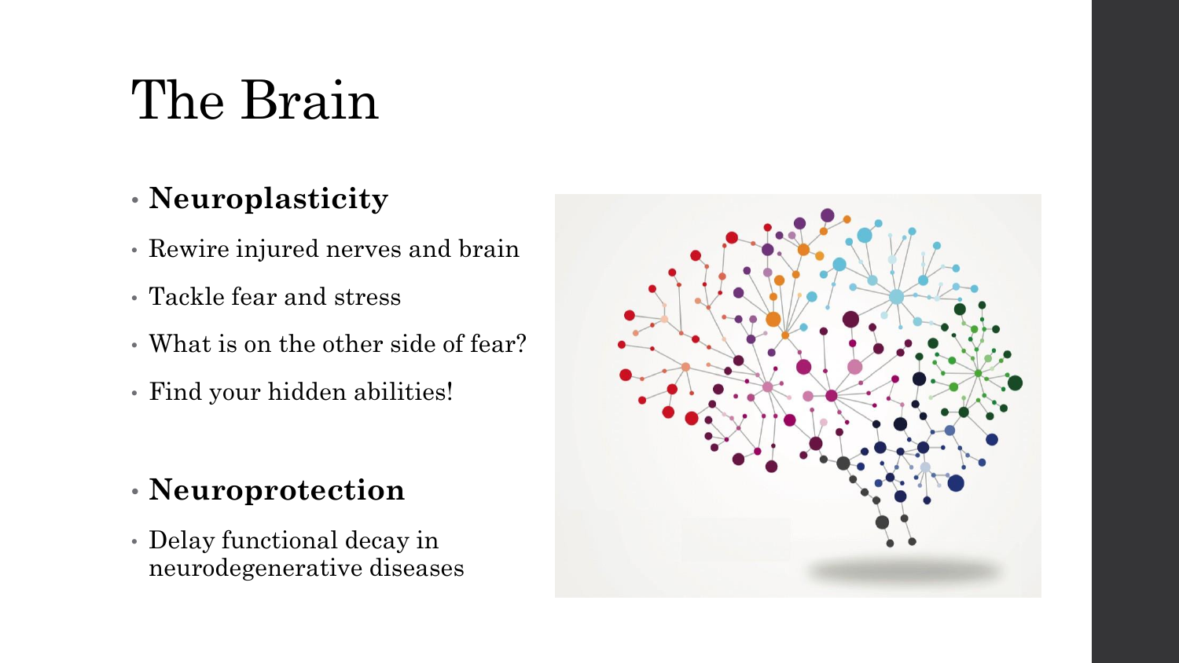# The Brain

- **Neuroplasticity**
- Rewire injured nerves and brain
- Tackle fear and stress
- What is on the other side of fear?
- Find your hidden abilities!

- **Neuroprotection**
- Delay functional decay in neurodegenerative diseases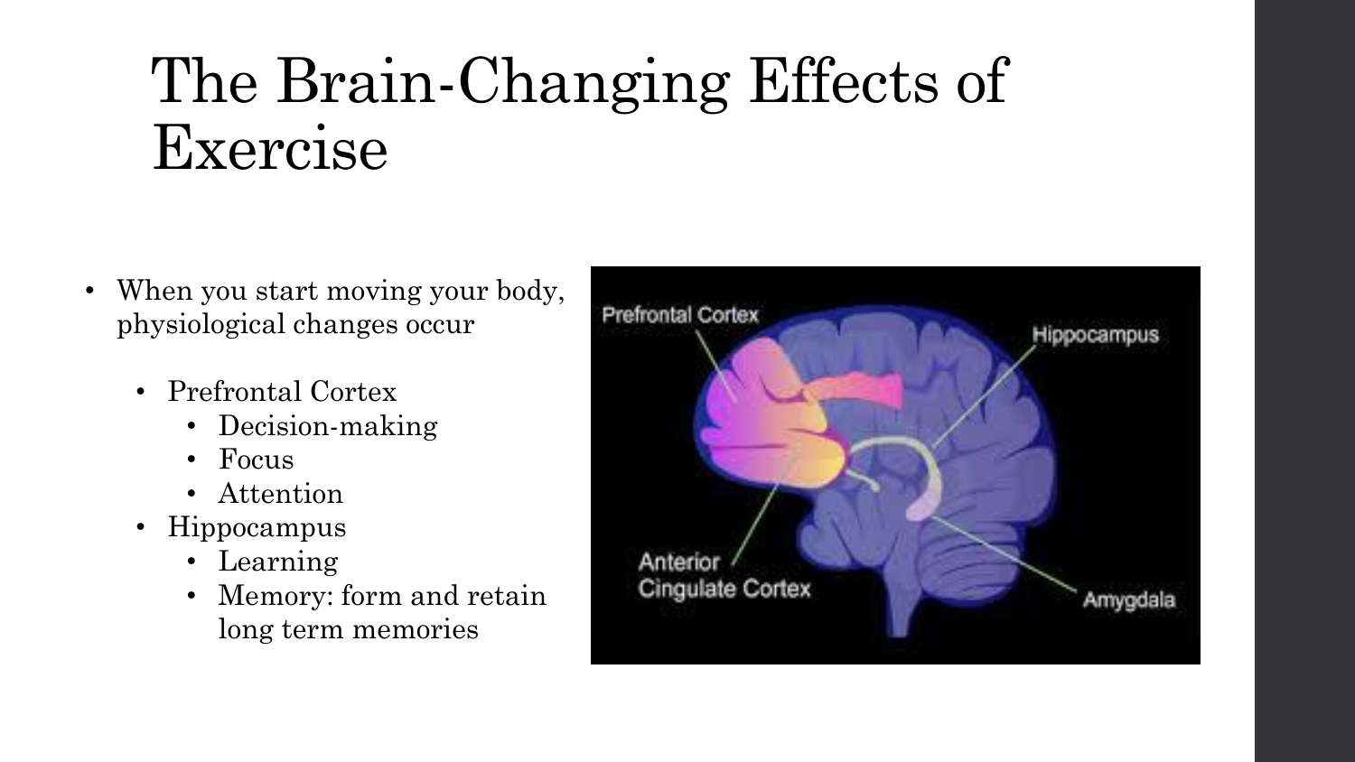# The Brain-Changing Effects of Exercise

- When you start moving your body, physiological changes occur
  - Prefrontal Cortex
    - Decision-making
    - Focus
    - Attention
  - Hippocampus
    - Learning
    - Memory: form and retain long term memories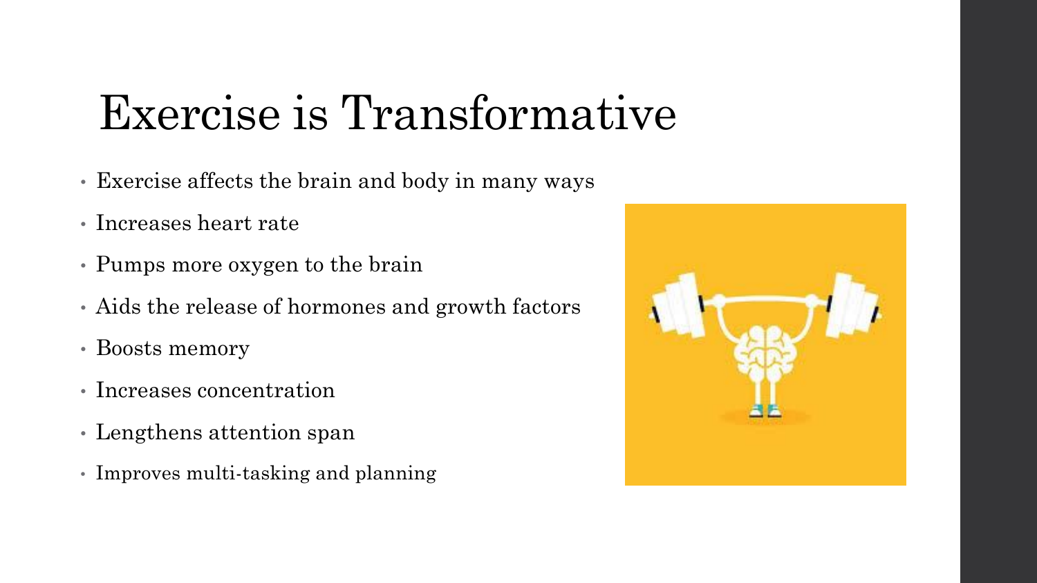# Exercise is Transformative

- Exercise affects the brain and body in many ways
- Increases heart rate
- Pumps more oxygen to the brain
- Aids the release of hormones and growth factors
- Boosts memory
- Increases concentration
- Lengthens attention span
- Improves multi-tasking and planning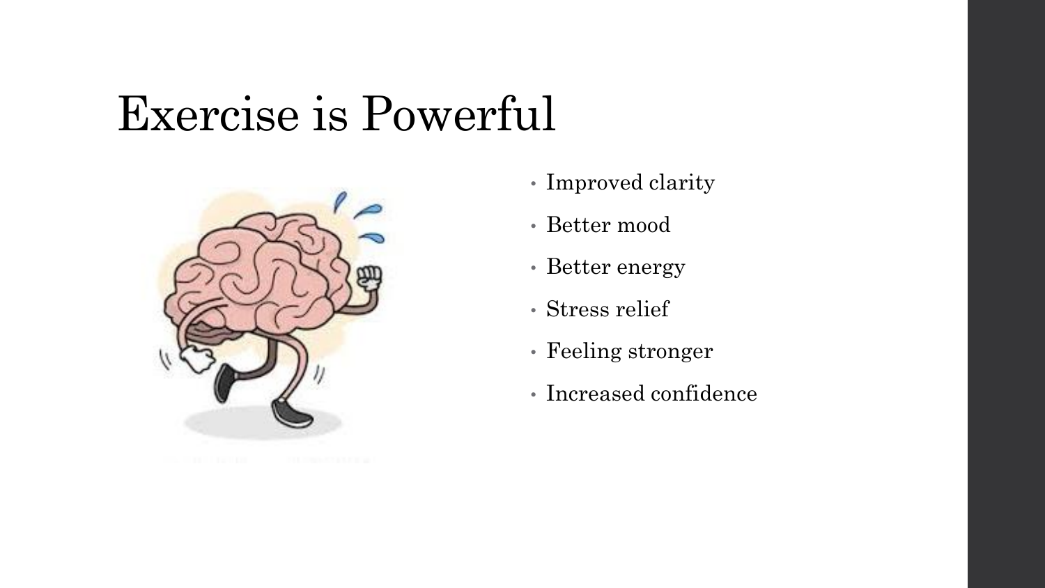# Exercise is Powerful

- Improved clarity
- Better mood
- Better energy
- Stress relief
- Feeling stronger
- Increased confidence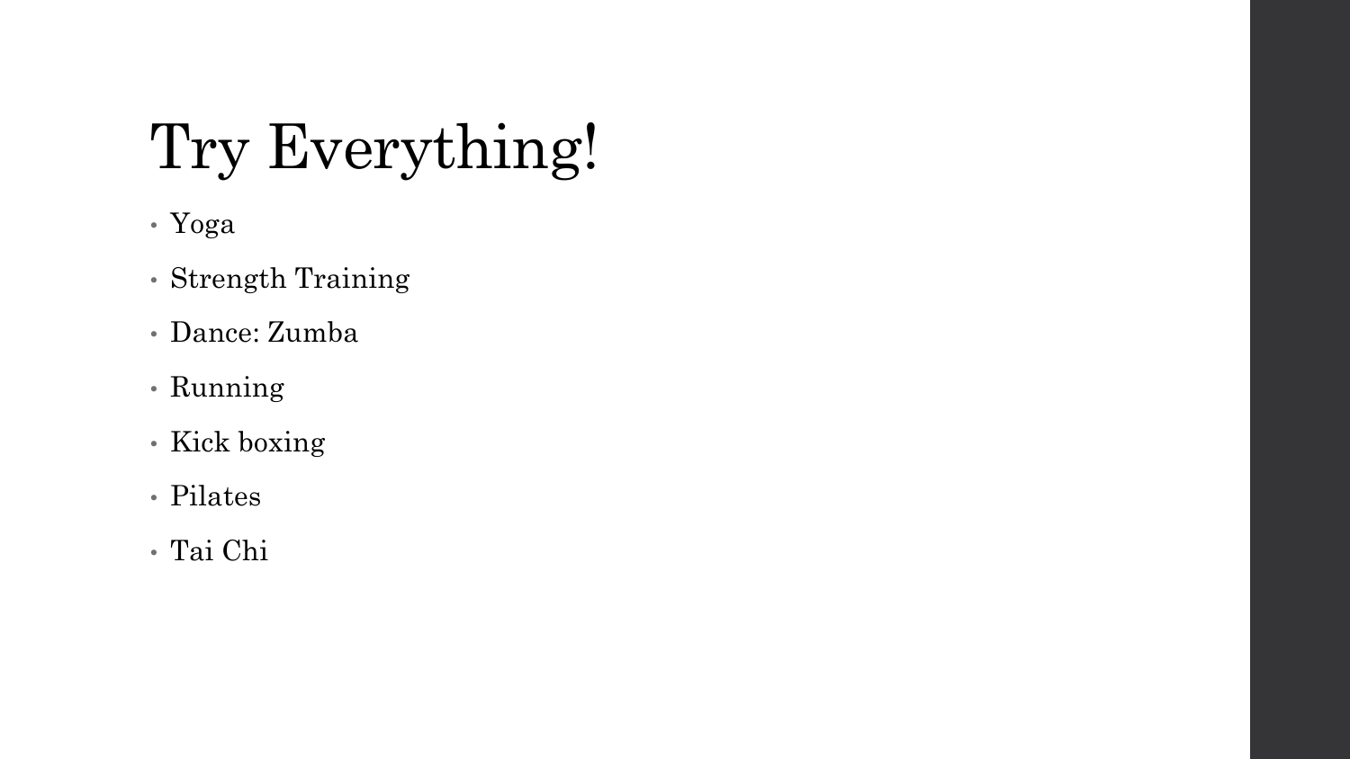# Try Everything!

- Yoga
- Strength Training
- Dance: Zumba
- Running
- Kick boxing
- Pilates
- Tai Chi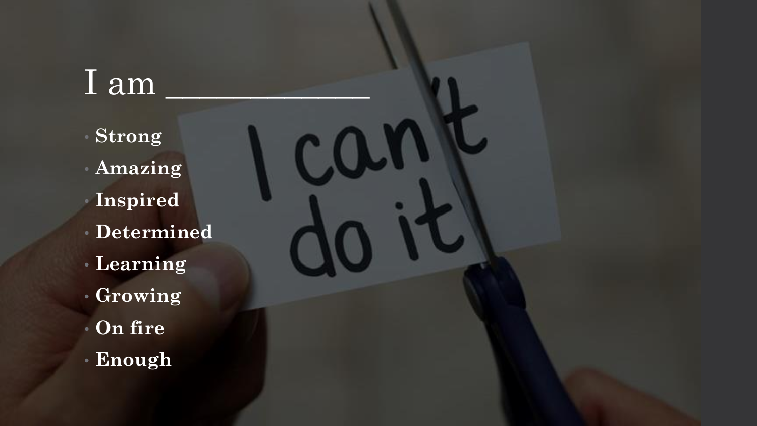# I am ___________

- Strong
- Amazing
- Inspired
- Determined
- Learning
- Growing
- On fire
- Enough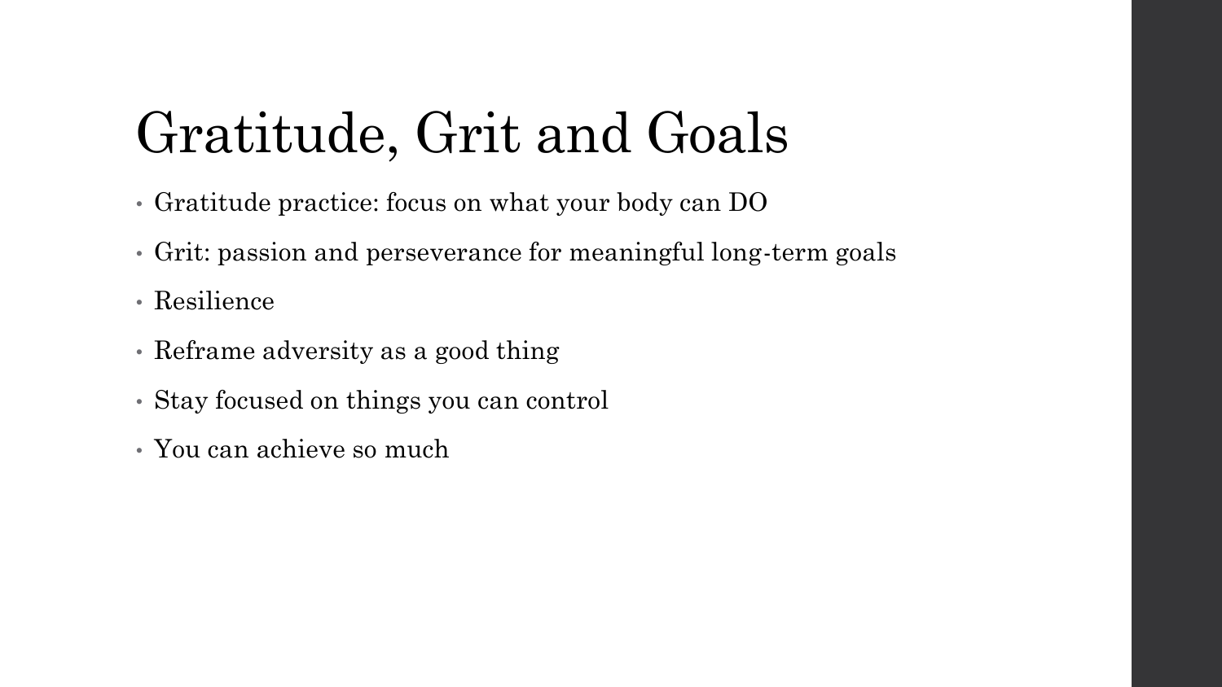# Gratitude, Grit and Goals

- Gratitude practice: focus on what your body can DO
- Grit: passion and perseverance for meaningful long-term goals
- Resilience
- Reframe adversity as a good thing
- Stay focused on things you can control
- You can achieve so much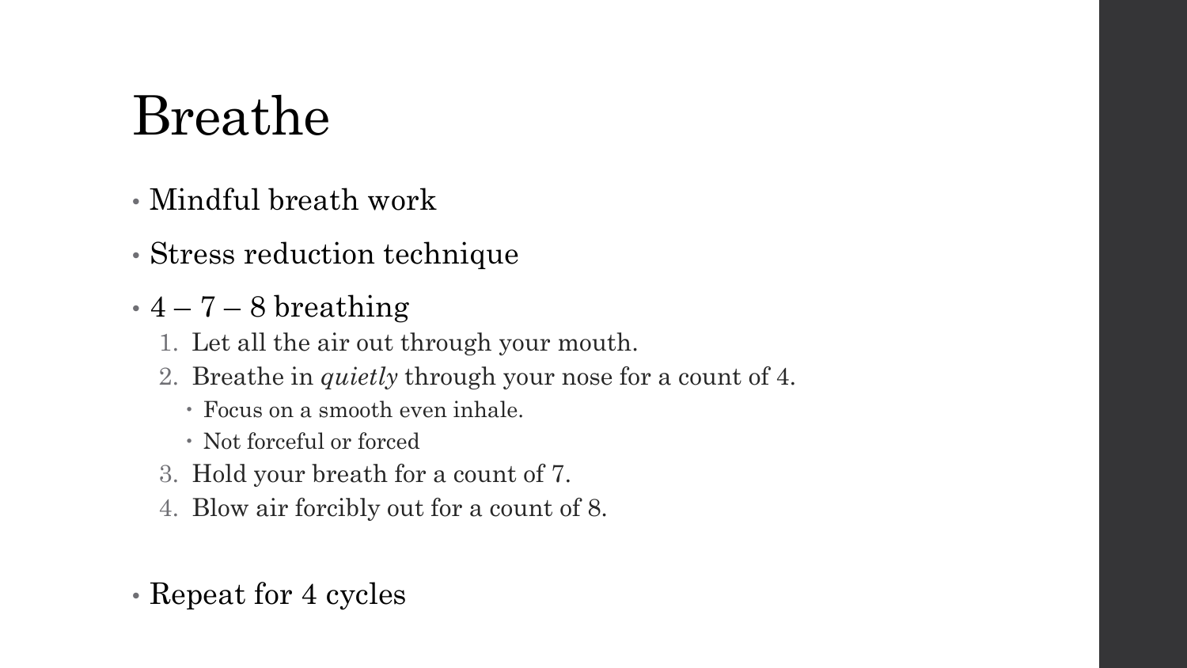# Breathe

- Mindful breath work
- Stress reduction technique
- 4 – 7 – 8 breathing
  1. Let all the air out through your mouth.
  2. Breathe in *quietly* through your nose for a count of 4.
     - Focus on a smooth even inhale.
     - Not forceful or forced
  3. Hold your breath for a count of 7.
  4. Blow air forcibly out for a count of 8.

- Repeat for 4 cycles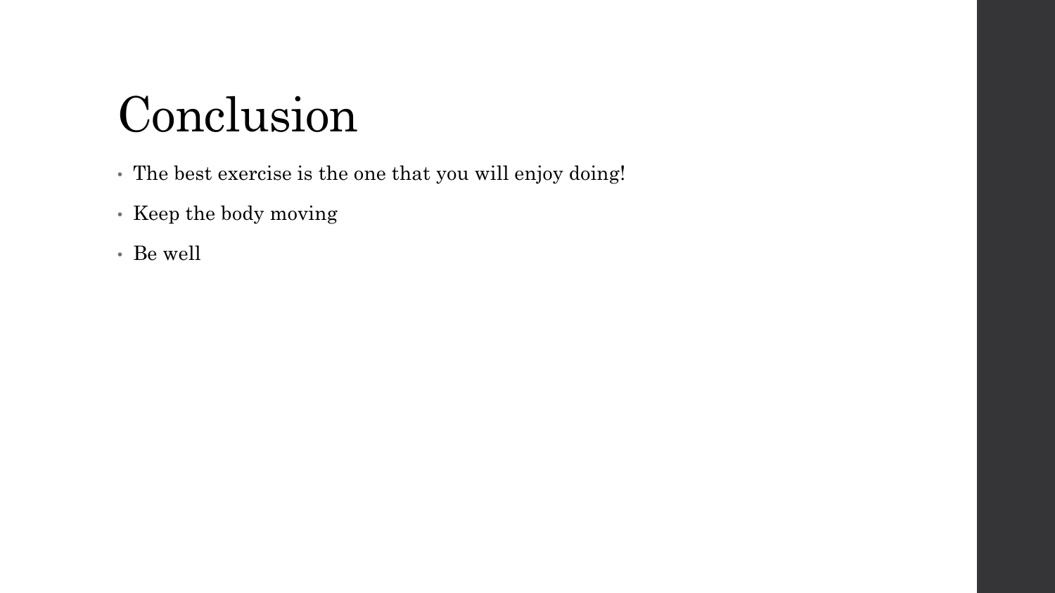# Conclusion

- The best exercise is the one that you will enjoy doing!
- Keep the body moving
- Be well